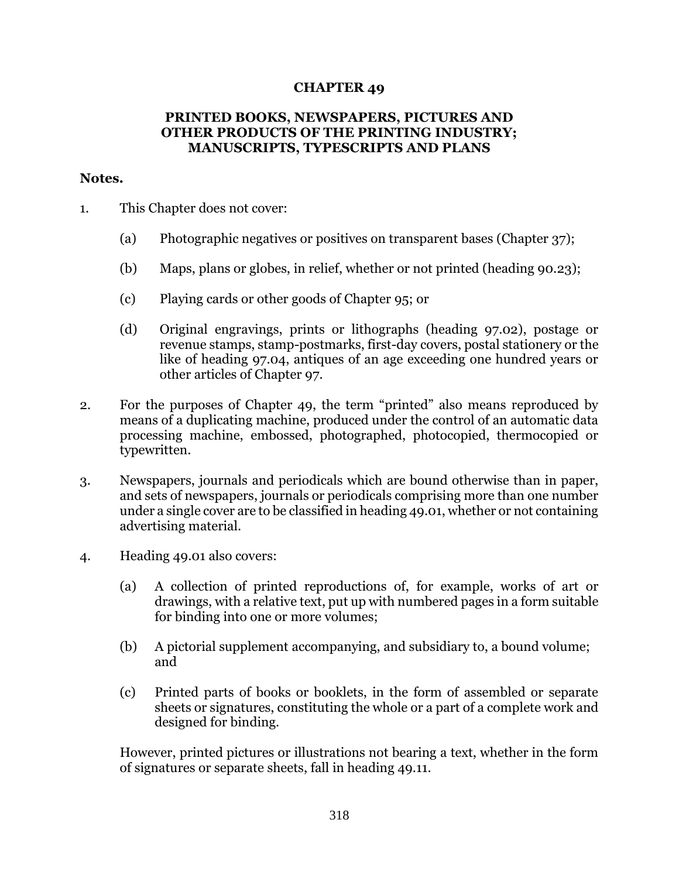# CHAPTER 49

## PRINTED BOOKS, NEWSPAPERS, PICTURES AND OTHER PRODUCTS OF THE PRINTING INDUSTRY; MANUSCRIPTS, TYPESCRIPTS AND PLANS

**Notes.**

1. This Chapter does not cover:

   (a) Photographic negatives or positives on transparent bases (Chapter 37);

   (b) Maps, plans or globes, in relief, whether or not printed (heading 90.23);

   (c) Playing cards or other goods of Chapter 95; or

   (d) Original engravings, prints or lithographs (heading 97.02), postage or revenue stamps, stamp-postmarks, first-day covers, postal stationery or the like of heading 97.04, antiques of an age exceeding one hundred years or other articles of Chapter 97.

2. For the purposes of Chapter 49, the term "printed" also means reproduced by means of a duplicating machine, produced under the control of an automatic data processing machine, embossed, photographed, photocopied, thermocopied or typewritten.

3. Newspapers, journals and periodicals which are bound otherwise than in paper, and sets of newspapers, journals or periodicals comprising more than one number under a single cover are to be classified in heading 49.01, whether or not containing advertising material.

4. Heading 49.01 also covers:

   (a) A collection of printed reproductions of, for example, works of art or drawings, with a relative text, put up with numbered pages in a form suitable for binding into one or more volumes;

   (b) A pictorial supplement accompanying, and subsidiary to, a bound volume; and

   (c) Printed parts of books or booklets, in the form of assembled or separate sheets or signatures, constituting the whole or a part of a complete work and designed for binding.

   However, printed pictures or illustrations not bearing a text, whether in the form of signatures or separate sheets, fall in heading 49.11.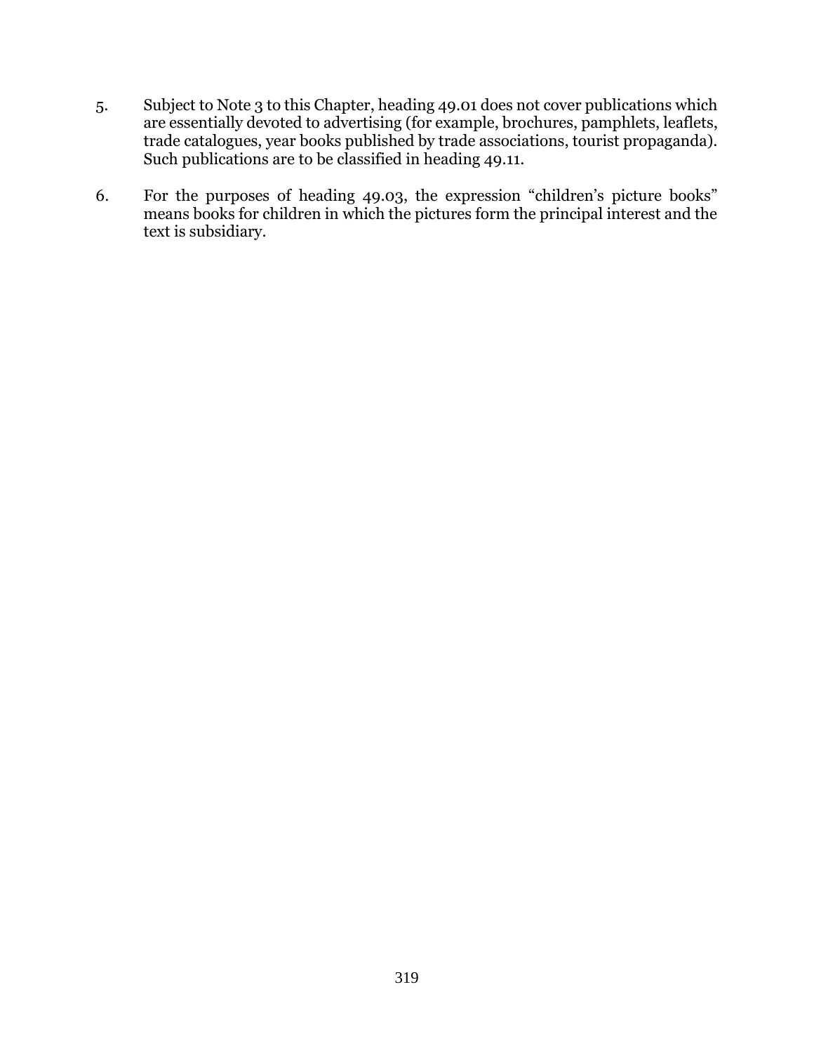5. Subject to Note 3 to this Chapter, heading 49.01 does not cover publications which are essentially devoted to advertising (for example, brochures, pamphlets, leaflets, trade catalogues, year books published by trade associations, tourist propaganda). Such publications are to be classified in heading 49.11.

6. For the purposes of heading 49.03, the expression "children's picture books" means books for children in which the pictures form the principal interest and the text is subsidiary.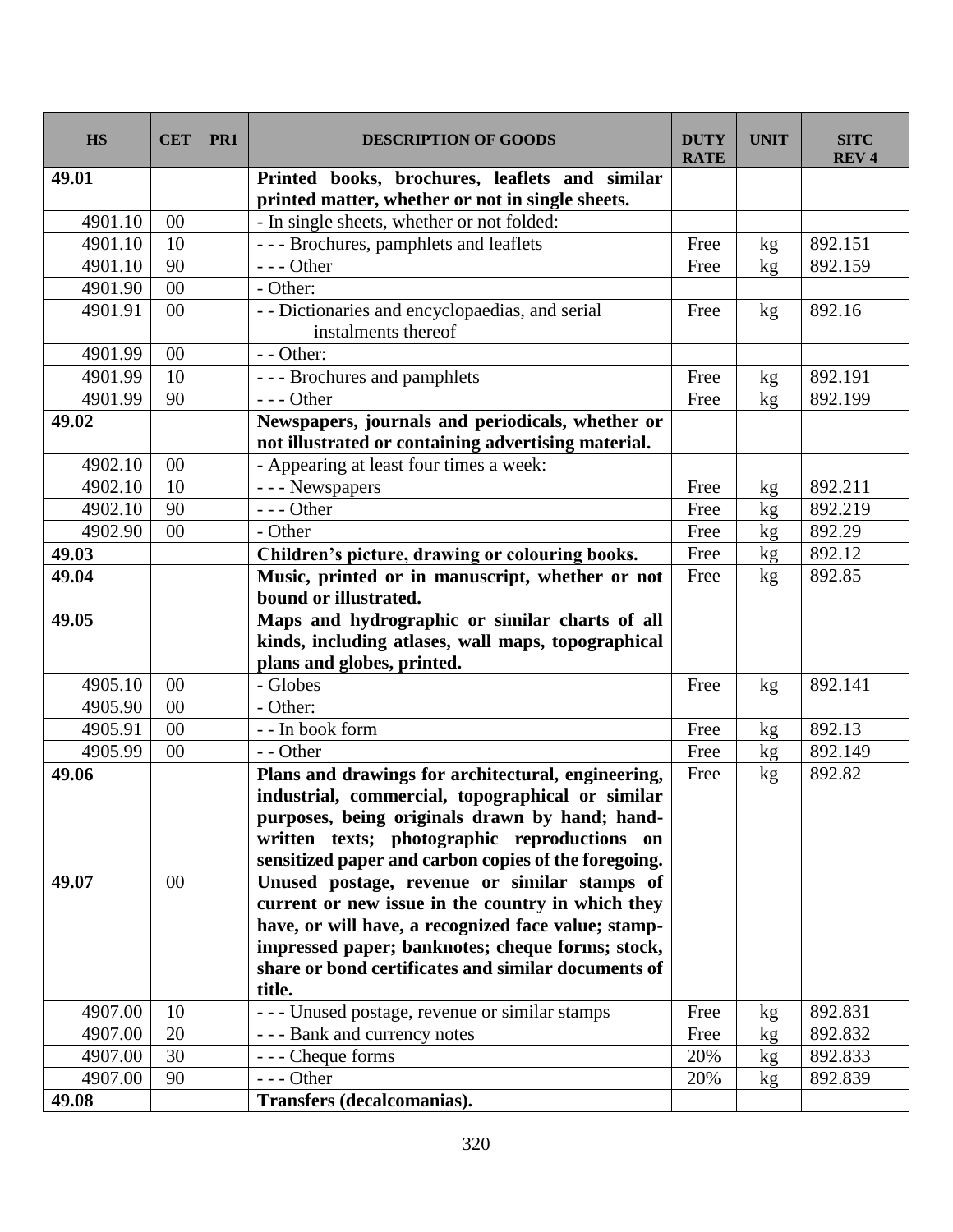| HS | CET | PR1 | DESCRIPTION OF GOODS | DUTY RATE | UNIT | SITC REV 4 |
|---|---|---|---|---|---|---|
| **49.01** | | | **Printed books, brochures, leaflets and similar printed matter, whether or not in single sheets.** | | | |
| 4901.10 | 00 | | - In single sheets, whether or not folded: | | | |
| 4901.10 | 10 | | - - - Brochures, pamphlets and leaflets | Free | kg | 892.151 |
| 4901.10 | 90 | | - - - Other | Free | kg | 892.159 |
| 4901.90 | 00 | | - Other: | | | |
| 4901.91 | 00 | | - - Dictionaries and encyclopaedias, and serial instalments thereof | Free | kg | 892.16 |
| 4901.99 | 00 | | - - Other: | | | |
| 4901.99 | 10 | | - - - Brochures and pamphlets | Free | kg | 892.191 |
| 4901.99 | 90 | | - - - Other | Free | kg | 892.199 |
| **49.02** | | | **Newspapers, journals and periodicals, whether or not illustrated or containing advertising material.** | | | |
| 4902.10 | 00 | | - Appearing at least four times a week: | | | |
| 4902.10 | 10 | | - - - Newspapers | Free | kg | 892.211 |
| 4902.10 | 90 | | - - - Other | Free | kg | 892.219 |
| 4902.90 | 00 | | - Other | Free | kg | 892.29 |
| **49.03** | | | **Children's picture, drawing or colouring books.** | Free | kg | 892.12 |
| **49.04** | | | **Music, printed or in manuscript, whether or not bound or illustrated.** | Free | kg | 892.85 |
| **49.05** | | | **Maps and hydrographic or similar charts of all kinds, including atlases, wall maps, topographical plans and globes, printed.** | | | |
| 4905.10 | 00 | | - Globes | Free | kg | 892.141 |
| 4905.90 | 00 | | - Other: | | | |
| 4905.91 | 00 | | - - In book form | Free | kg | 892.13 |
| 4905.99 | 00 | | - - Other | Free | kg | 892.149 |
| **49.06** | | | **Plans and drawings for architectural, engineering, industrial, commercial, topographical or similar purposes, being originals drawn by hand; hand-written texts; photographic reproductions on sensitized paper and carbon copies of the foregoing.** | Free | kg | 892.82 |
| **49.07** | 00 | | **Unused postage, revenue or similar stamps of current or new issue in the country in which they have, or will have, a recognized face value; stamp-impressed paper; banknotes; cheque forms; stock, share or bond certificates and similar documents of title.** | | | |
| 4907.00 | 10 | | - - - Unused postage, revenue or similar stamps | Free | kg | 892.831 |
| 4907.00 | 20 | | - - - Bank and currency notes | Free | kg | 892.832 |
| 4907.00 | 30 | | - - - Cheque forms | 20% | kg | 892.833 |
| 4907.00 | 90 | | - - - Other | 20% | kg | 892.839 |
| **49.08** | | | **Transfers (decalcomanias).** | | | |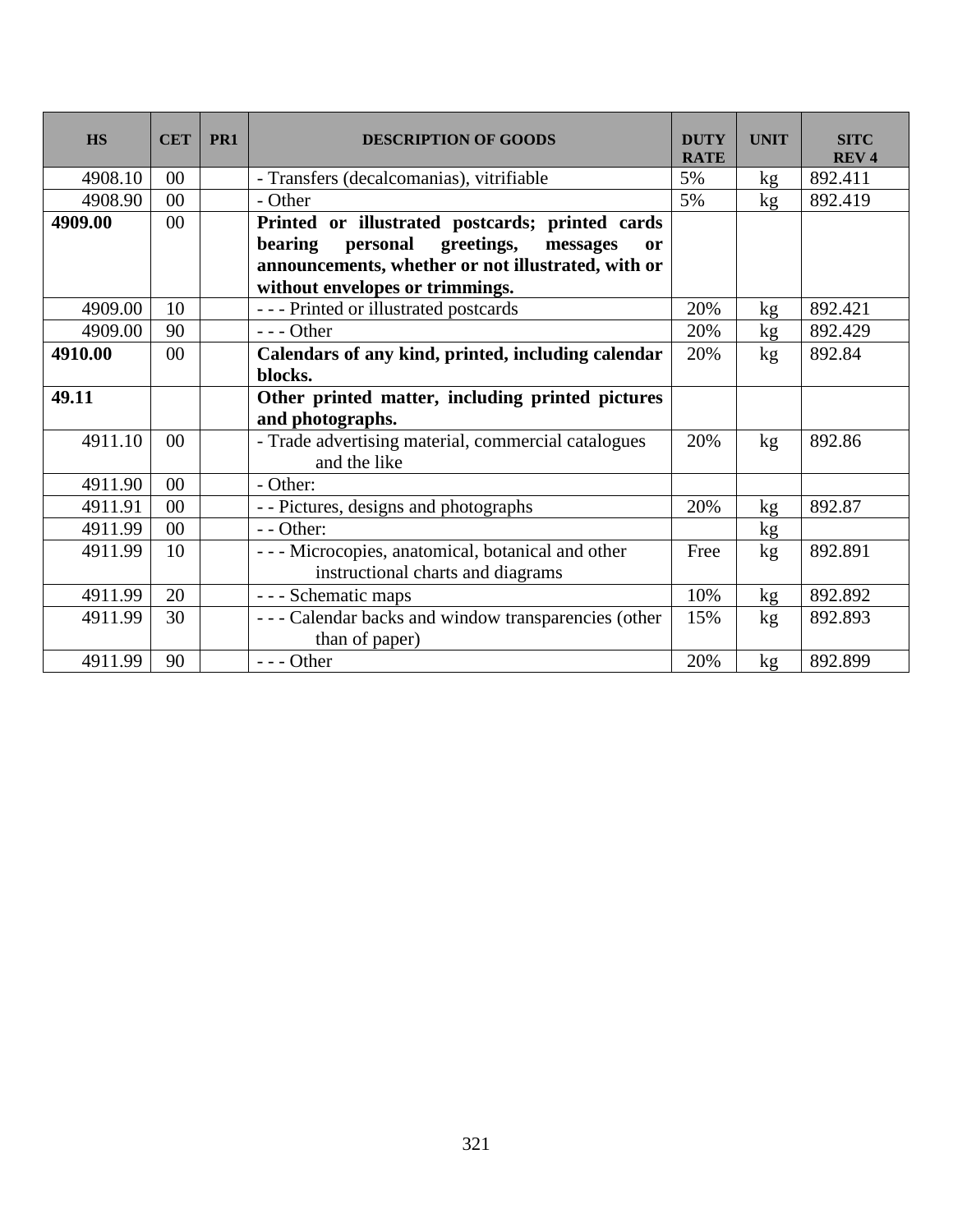| HS | CET | PR1 | DESCRIPTION OF GOODS | DUTY RATE | UNIT | SITC REV 4 |
|---|---|---|---|---|---|---|
| 4908.10 | 00 | | - Transfers (decalcomanias), vitrifiable | 5% | kg | 892.411 |
| 4908.90 | 00 | | - Other | 5% | kg | 892.419 |
| **4909.00** | 00 | | **Printed or illustrated postcards; printed cards bearing personal greetings, messages or announcements, whether or not illustrated, with or without envelopes or trimmings.** | | | |
| 4909.00 | 10 | | - - - Printed or illustrated postcards | 20% | kg | 892.421 |
| 4909.00 | 90 | | - - - Other | 20% | kg | 892.429 |
| **4910.00** | 00 | | **Calendars of any kind, printed, including calendar blocks.** | 20% | kg | 892.84 |
| **49.11** | | | **Other printed matter, including printed pictures and photographs.** | | | |
| 4911.10 | 00 | | - Trade advertising material, commercial catalogues and the like | 20% | kg | 892.86 |
| 4911.90 | 00 | | - Other: | | | |
| 4911.91 | 00 | | - - Pictures, designs and photographs | 20% | kg | 892.87 |
| 4911.99 | 00 | | - - Other: | | kg | |
| 4911.99 | 10 | | - - - Microcopies, anatomical, botanical and other instructional charts and diagrams | Free | kg | 892.891 |
| 4911.99 | 20 | | - - - Schematic maps | 10% | kg | 892.892 |
| 4911.99 | 30 | | - - - Calendar backs and window transparencies (other than of paper) | 15% | kg | 892.893 |
| 4911.99 | 90 | | - - - Other | 20% | kg | 892.899 |